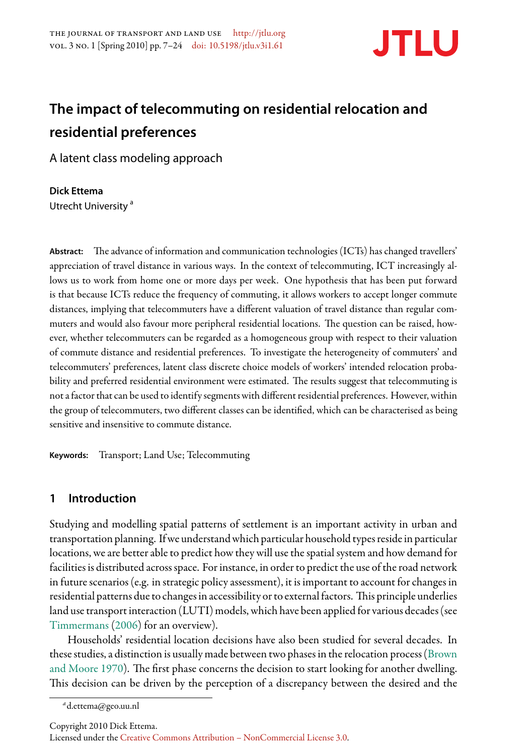# The impact of telecommuting on residential relocation and residential preferences

A latent class modeling approach

**Dick Ettema**
Utrecht University [a]

**Abstract:** The advance of information and communication technologies (ICTs) has changed travellers' appreciation of travel distance in various ways. In the context of telecommuting, ICT increasingly allows us to work from home one or more days per week. One hypothesis that has been put forward is that because ICTs reduce the frequency of commuting, it allows workers to accept longer commute distances, implying that telecommuters have a different valuation of travel distance than regular commuters and would also favour more peripheral residential locations. The question can be raised, however, whether telecommuters can be regarded as a homogeneous group with respect to their valuation of commute distance and residential preferences. To investigate the heterogeneity of commuters' and telecommuters' preferences, latent class discrete choice models of workers' intended relocation probability and preferred residential environment were estimated. The results suggest that telecommuting is not a factor that can be used to identify segments with different residential preferences. However, within the group of telecommuters, two different classes can be identified, which can be characterised as being sensitive and insensitive to commute distance.

**Keywords:** Transport; Land Use; Telecommuting

## 1 Introduction

Studying and modelling spatial patterns of settlement is an important activity in urban and transportation planning. If we understand which particular household types reside in particular locations, we are better able to predict how they will use the spatial system and how demand for facilities is distributed across space. For instance, in order to predict the use of the road network in future scenarios (e.g. in strategic policy assessment), it is important to account for changes in residential patterns due to changes in accessibility or to external factors. This principle underlies land use transport interaction (LUTI) models, which have been applied for various decades (see Timmermans (2006) for an overview).

Households' residential location decisions have also been studied for several decades. In these studies, a distinction is usually made between two phases in the relocation process (Brown and Moore 1970). The first phase concerns the decision to start looking for another dwelling. This decision can be driven by the perception of a discrepancy between the desired and the

[a] d.ettema@geo.uu.nl

Copyright 2010 Dick Ettema.
Licensed under the Creative Commons Attribution – NonCommercial License 3.0.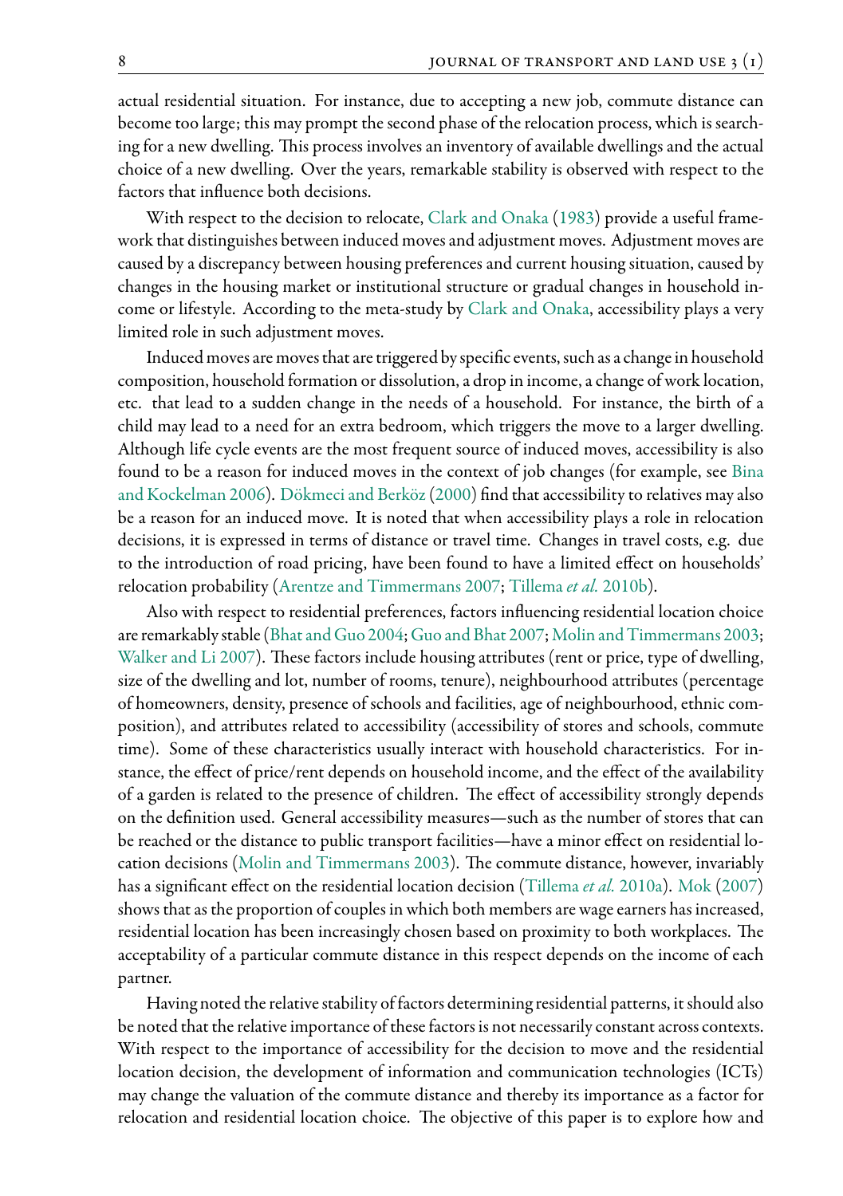actual residential situation. For instance, due to accepting a new job, commute distance can become too large; this may prompt the second phase of the relocation process, which is searching for a new dwelling. This process involves an inventory of available dwellings and the actual choice of a new dwelling. Over the years, remarkable stability is observed with respect to the factors that influence both decisions.

With respect to the decision to relocate, Clark and Onaka (1983) provide a useful framework that distinguishes between induced moves and adjustment moves. Adjustment moves are caused by a discrepancy between housing preferences and current housing situation, caused by changes in the housing market or institutional structure or gradual changes in household income or lifestyle. According to the meta-study by Clark and Onaka, accessibility plays a very limited role in such adjustment moves.

Induced moves are moves that are triggered by specific events, such as a change in household composition, household formation or dissolution, a drop in income, a change of work location, etc. that lead to a sudden change in the needs of a household. For instance, the birth of a child may lead to a need for an extra bedroom, which triggers the move to a larger dwelling. Although life cycle events are the most frequent source of induced moves, accessibility is also found to be a reason for induced moves in the context of job changes (for example, see Bina and Kockelman 2006). Dökmeci and Berköz (2000) find that accessibility to relatives may also be a reason for an induced move. It is noted that when accessibility plays a role in relocation decisions, it is expressed in terms of distance or travel time. Changes in travel costs, e.g. due to the introduction of road pricing, have been found to have a limited effect on households' relocation probability (Arentze and Timmermans 2007; Tillema *et al.* 2010b).

Also with respect to residential preferences, factors influencing residential location choice are remarkably stable (Bhat and Guo 2004; Guo and Bhat 2007; Molin and Timmermans 2003; Walker and Li 2007). These factors include housing attributes (rent or price, type of dwelling, size of the dwelling and lot, number of rooms, tenure), neighbourhood attributes (percentage of homeowners, density, presence of schools and facilities, age of neighbourhood, ethnic composition), and attributes related to accessibility (accessibility of stores and schools, commute time). Some of these characteristics usually interact with household characteristics. For instance, the effect of price/rent depends on household income, and the effect of the availability of a garden is related to the presence of children. The effect of accessibility strongly depends on the definition used. General accessibility measures—such as the number of stores that can be reached or the distance to public transport facilities—have a minor effect on residential location decisions (Molin and Timmermans 2003). The commute distance, however, invariably has a significant effect on the residential location decision (Tillema *et al.* 2010a). Mok (2007) shows that as the proportion of couples in which both members are wage earners has increased, residential location has been increasingly chosen based on proximity to both workplaces. The acceptability of a particular commute distance in this respect depends on the income of each partner.

Having noted the relative stability of factors determining residential patterns, it should also be noted that the relative importance of these factors is not necessarily constant across contexts. With respect to the importance of accessibility for the decision to move and the residential location decision, the development of information and communication technologies (ICTs) may change the valuation of the commute distance and thereby its importance as a factor for relocation and residential location choice. The objective of this paper is to explore how and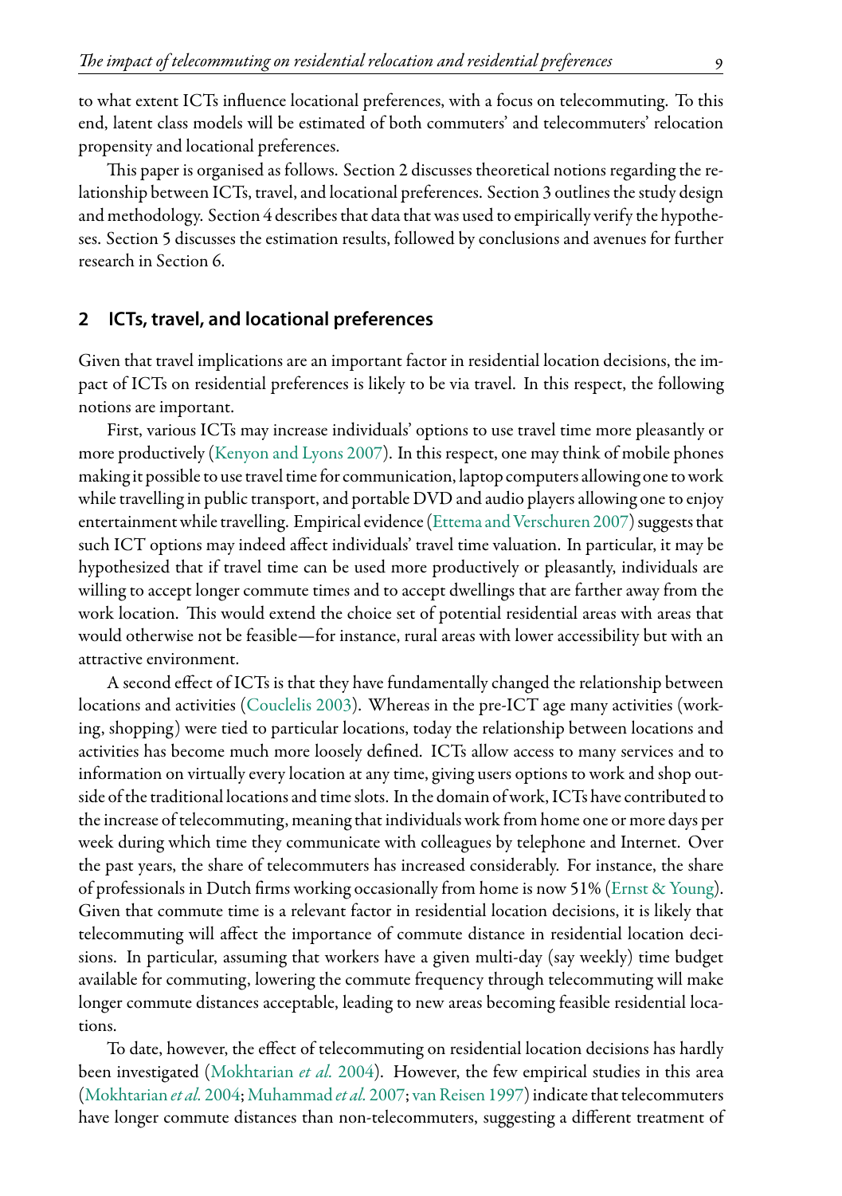to what extent ICTs influence locational preferences, with a focus on telecommuting. To this end, latent class models will be estimated of both commuters' and telecommuters' relocation propensity and locational preferences.

This paper is organised as follows. Section 2 discusses theoretical notions regarding the relationship between ICTs, travel, and locational preferences. Section 3 outlines the study design and methodology. Section 4 describes that data that was used to empirically verify the hypotheses. Section 5 discusses the estimation results, followed by conclusions and avenues for further research in Section 6.

## 2 ICTs, travel, and locational preferences

Given that travel implications are an important factor in residential location decisions, the impact of ICTs on residential preferences is likely to be via travel. In this respect, the following notions are important.

First, various ICTs may increase individuals' options to use travel time more pleasantly or more productively (Kenyon and Lyons 2007). In this respect, one may think of mobile phones making it possible to use travel time for communication, laptop computers allowing one to work while travelling in public transport, and portable DVD and audio players allowing one to enjoy entertainment while travelling. Empirical evidence (Ettema and Verschuren 2007) suggests that such ICT options may indeed affect individuals' travel time valuation. In particular, it may be hypothesized that if travel time can be used more productively or pleasantly, individuals are willing to accept longer commute times and to accept dwellings that are farther away from the work location. This would extend the choice set of potential residential areas with areas that would otherwise not be feasible—for instance, rural areas with lower accessibility but with an attractive environment.

A second effect of ICTs is that they have fundamentally changed the relationship between locations and activities (Couclelis 2003). Whereas in the pre-ICT age many activities (working, shopping) were tied to particular locations, today the relationship between locations and activities has become much more loosely defined. ICTs allow access to many services and to information on virtually every location at any time, giving users options to work and shop outside of the traditional locations and time slots. In the domain of work, ICTs have contributed to the increase of telecommuting, meaning that individuals work from home one or more days per week during which time they communicate with colleagues by telephone and Internet. Over the past years, the share of telecommuters has increased considerably. For instance, the share of professionals in Dutch firms working occasionally from home is now 51% (Ernst & Young). Given that commute time is a relevant factor in residential location decisions, it is likely that telecommuting will affect the importance of commute distance in residential location decisions. In particular, assuming that workers have a given multi-day (say weekly) time budget available for commuting, lowering the commute frequency through telecommuting will make longer commute distances acceptable, leading to new areas becoming feasible residential locations.

To date, however, the effect of telecommuting on residential location decisions has hardly been investigated (Mokhtarian *et al.* 2004). However, the few empirical studies in this area (Mokhtarian *et al.* 2004; Muhammad *et al.* 2007; van Reisen 1997) indicate that telecommuters have longer commute distances than non-telecommuters, suggesting a different treatment of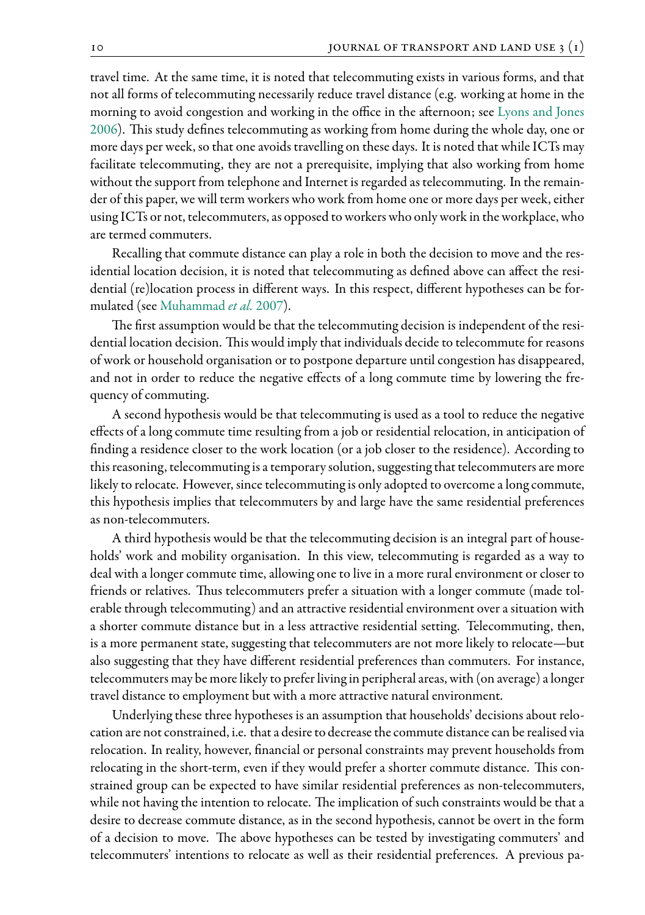travel time. At the same time, it is noted that telecommuting exists in various forms, and that not all forms of telecommuting necessarily reduce travel distance (e.g. working at home in the morning to avoid congestion and working in the office in the afternoon; see Lyons and Jones 2006). This study defines telecommuting as working from home during the whole day, one or more days per week, so that one avoids travelling on these days. It is noted that while ICTs may facilitate telecommuting, they are not a prerequisite, implying that also working from home without the support from telephone and Internet is regarded as telecommuting. In the remainder of this paper, we will term workers who work from home one or more days per week, either using ICTs or not, telecommuters, as opposed to workers who only work in the workplace, who are termed commuters.

Recalling that commute distance can play a role in both the decision to move and the residential location decision, it is noted that telecommuting as defined above can affect the residential (re)location process in different ways. In this respect, different hypotheses can be formulated (see Muhammad *et al.* 2007).

The first assumption would be that the telecommuting decision is independent of the residential location decision. This would imply that individuals decide to telecommute for reasons of work or household organisation or to postpone departure until congestion has disappeared, and not in order to reduce the negative effects of a long commute time by lowering the frequency of commuting.

A second hypothesis would be that telecommuting is used as a tool to reduce the negative effects of a long commute time resulting from a job or residential relocation, in anticipation of finding a residence closer to the work location (or a job closer to the residence). According to this reasoning, telecommuting is a temporary solution, suggesting that telecommuters are more likely to relocate. However, since telecommuting is only adopted to overcome a long commute, this hypothesis implies that telecommuters by and large have the same residential preferences as non-telecommuters.

A third hypothesis would be that the telecommuting decision is an integral part of households' work and mobility organisation. In this view, telecommuting is regarded as a way to deal with a longer commute time, allowing one to live in a more rural environment or closer to friends or relatives. Thus telecommuters prefer a situation with a longer commute (made tolerable through telecommuting) and an attractive residential environment over a situation with a shorter commute distance but in a less attractive residential setting. Telecommuting, then, is a more permanent state, suggesting that telecommuters are not more likely to relocate—but also suggesting that they have different residential preferences than commuters. For instance, telecommuters may be more likely to prefer living in peripheral areas, with (on average) a longer travel distance to employment but with a more attractive natural environment.

Underlying these three hypotheses is an assumption that households' decisions about relocation are not constrained, i.e. that a desire to decrease the commute distance can be realised via relocation. In reality, however, financial or personal constraints may prevent households from relocating in the short-term, even if they would prefer a shorter commute distance. This constrained group can be expected to have similar residential preferences as non-telecommuters, while not having the intention to relocate. The implication of such constraints would be that a desire to decrease commute distance, as in the second hypothesis, cannot be overt in the form of a decision to move. The above hypotheses can be tested by investigating commuters' and telecommuters' intentions to relocate as well as their residential preferences. A previous pa-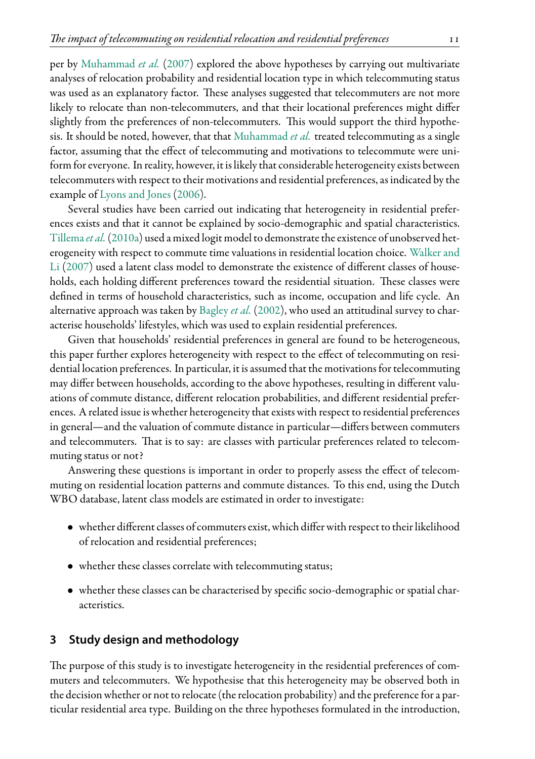per by Muhammad *et al.* (2007) explored the above hypotheses by carrying out multivariate analyses of relocation probability and residential location type in which telecommuting status was used as an explanatory factor. These analyses suggested that telecommuters are not more likely to relocate than non-telecommuters, and that their locational preferences might differ slightly from the preferences of non-telecommuters. This would support the third hypothesis. It should be noted, however, that that Muhammad *et al.* treated telecommuting as a single factor, assuming that the effect of telecommuting and motivations to telecommute were uniform for everyone. In reality, however, it is likely that considerable heterogeneity exists between telecommuters with respect to their motivations and residential preferences, as indicated by the example of Lyons and Jones (2006).

Several studies have been carried out indicating that heterogeneity in residential preferences exists and that it cannot be explained by socio-demographic and spatial characteristics. Tillema *et al.* (2010a) used a mixed logit model to demonstrate the existence of unobserved heterogeneity with respect to commute time valuations in residential location choice. Walker and Li (2007) used a latent class model to demonstrate the existence of different classes of households, each holding different preferences toward the residential situation. These classes were defined in terms of household characteristics, such as income, occupation and life cycle. An alternative approach was taken by Bagley *et al.* (2002), who used an attitudinal survey to characterise households' lifestyles, which was used to explain residential preferences.

Given that households' residential preferences in general are found to be heterogeneous, this paper further explores heterogeneity with respect to the effect of telecommuting on residential location preferences. In particular, it is assumed that the motivations for telecommuting may differ between households, according to the above hypotheses, resulting in different valuations of commute distance, different relocation probabilities, and different residential preferences. A related issue is whether heterogeneity that exists with respect to residential preferences in general—and the valuation of commute distance in particular—differs between commuters and telecommuters. That is to say: are classes with particular preferences related to telecommuting status or not?

Answering these questions is important in order to properly assess the effect of telecommuting on residential location patterns and commute distances. To this end, using the Dutch WBO database, latent class models are estimated in order to investigate:

- whether different classes of commuters exist, which differ with respect to their likelihood of relocation and residential preferences;
- whether these classes correlate with telecommuting status;
- whether these classes can be characterised by specific socio-demographic or spatial characteristics.

## 3 Study design and methodology

The purpose of this study is to investigate heterogeneity in the residential preferences of commuters and telecommuters. We hypothesise that this heterogeneity may be observed both in the decision whether or not to relocate (the relocation probability) and the preference for a particular residential area type. Building on the three hypotheses formulated in the introduction,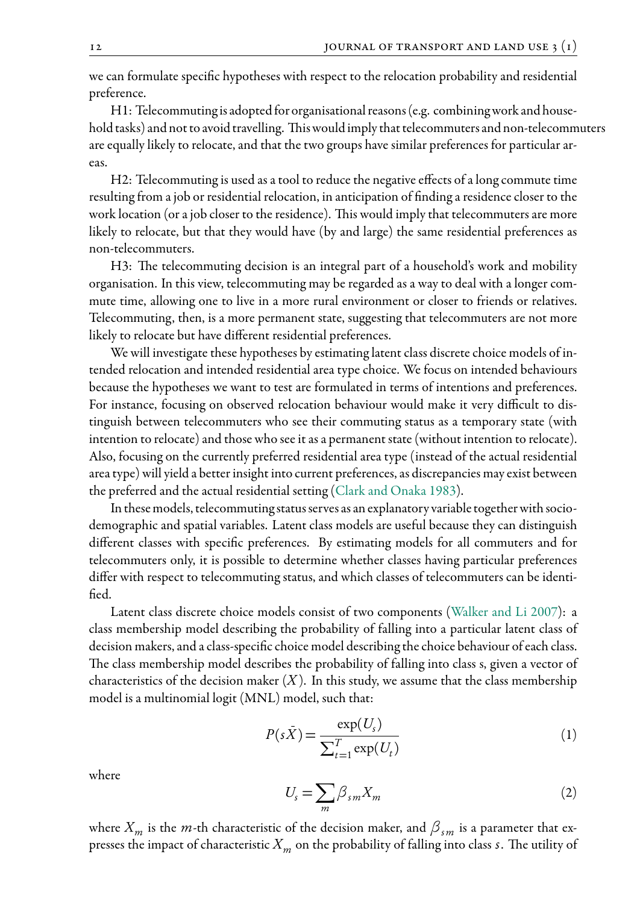we can formulate specific hypotheses with respect to the relocation probability and residential preference.

H1: Telecommuting is adopted for organisational reasons (e.g. combining work and household tasks) and not to avoid travelling. This would imply that telecommuters and non-telecommuters are equally likely to relocate, and that the two groups have similar preferences for particular areas.

H2: Telecommuting is used as a tool to reduce the negative effects of a long commute time resulting from a job or residential relocation, in anticipation of finding a residence closer to the work location (or a job closer to the residence). This would imply that telecommuters are more likely to relocate, but that they would have (by and large) the same residential preferences as non-telecommuters.

H3: The telecommuting decision is an integral part of a household's work and mobility organisation. In this view, telecommuting may be regarded as a way to deal with a longer commute time, allowing one to live in a more rural environment or closer to friends or relatives. Telecommuting, then, is a more permanent state, suggesting that telecommuters are not more likely to relocate but have different residential preferences.

We will investigate these hypotheses by estimating latent class discrete choice models of intended relocation and intended residential area type choice. We focus on intended behaviours because the hypotheses we want to test are formulated in terms of intentions and preferences. For instance, focusing on observed relocation behaviour would make it very difficult to distinguish between telecommuters who see their commuting status as a temporary state (with intention to relocate) and those who see it as a permanent state (without intention to relocate). Also, focusing on the currently preferred residential area type (instead of the actual residential area type) will yield a better insight into current preferences, as discrepancies may exist between the preferred and the actual residential setting (Clark and Onaka 1983).

In these models, telecommuting status serves as an explanatory variable together with socio-demographic and spatial variables. Latent class models are useful because they can distinguish different classes with specific preferences. By estimating models for all commuters and for telecommuters only, it is possible to determine whether classes having particular preferences differ with respect to telecommuting status, and which classes of telecommuters can be identified.

Latent class discrete choice models consist of two components (Walker and Li 2007): a class membership model describing the probability of falling into a particular latent class of decision makers, and a class-specific choice model describing the choice behaviour of each class. The class membership model describes the probability of falling into class s, given a vector of characteristics of the decision maker ($X$). In this study, we assume that the class membership model is a multinomial logit (MNL) model, such that:

$$P(s\bar{X}) = \frac{\exp(U_s)}{\sum_{t=1}^{T} \exp(U_t)} \tag{1}$$

where

$$U_s = \sum_{m} \beta_{sm} X_m \tag{2}$$

where $X_m$ is the $m$-th characteristic of the decision maker, and $\beta_{sm}$ is a parameter that expresses the impact of characteristic $X_m$ on the probability of falling into class $s$. The utility of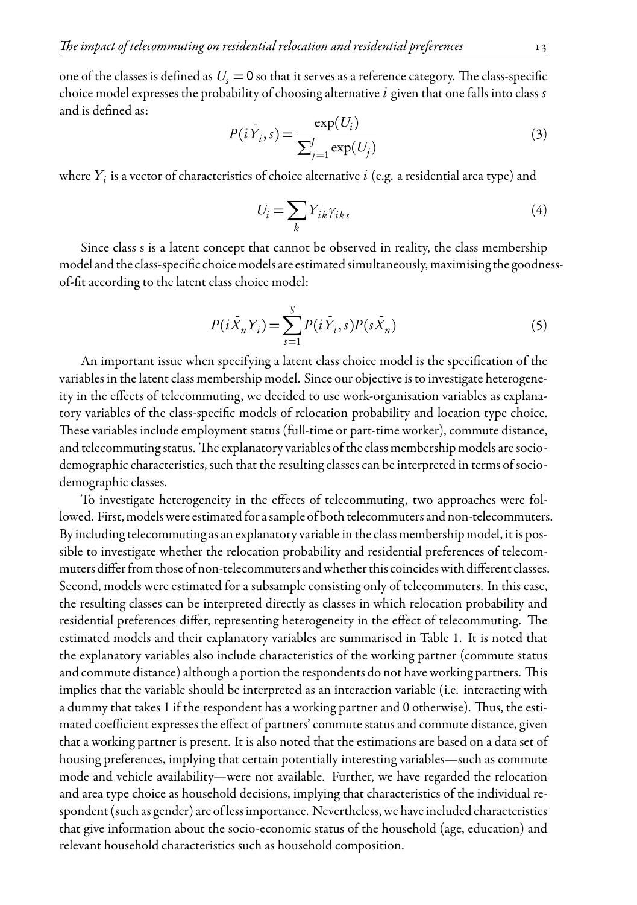one of the classes is defined as $U_s = 0$ so that it serves as a reference category. The class-specific choice model expresses the probability of choosing alternative $i$ given that one falls into class $s$ and is defined as:

$$P(i\bar{Y}_i, s) = \frac{\exp(U_i)}{\sum_{j=1}^{J} \exp(U_j)} \tag{3}$$

where $Y_i$ is a vector of characteristics of choice alternative $i$ (e.g. a residential area type) and

$$U_i = \sum_k Y_{ik} \gamma_{iks} \tag{4}$$

Since class s is a latent concept that cannot be observed in reality, the class membership model and the class-specific choice models are estimated simultaneously, maximising the goodness-of-fit according to the latent class choice model:

$$P(i\bar{X}_n Y_i) = \sum_{s=1}^{S} P(i\bar{Y}_i, s) P(s\bar{X}_n) \tag{5}$$

An important issue when specifying a latent class choice model is the specification of the variables in the latent class membership model. Since our objective is to investigate heterogeneity in the effects of telecommuting, we decided to use work-organisation variables as explanatory variables of the class-specific models of relocation probability and location type choice. These variables include employment status (full-time or part-time worker), commute distance, and telecommuting status. The explanatory variables of the class membership models are socio-demographic characteristics, such that the resulting classes can be interpreted in terms of socio-demographic classes.

To investigate heterogeneity in the effects of telecommuting, two approaches were followed. First, models were estimated for a sample of both telecommuters and non-telecommuters. By including telecommuting as an explanatory variable in the class membership model, it is possible to investigate whether the relocation probability and residential preferences of telecommuters differ from those of non-telecommuters and whether this coincides with different classes. Second, models were estimated for a subsample consisting only of telecommuters. In this case, the resulting classes can be interpreted directly as classes in which relocation probability and residential preferences differ, representing heterogeneity in the effect of telecommuting. The estimated models and their explanatory variables are summarised in Table 1. It is noted that the explanatory variables also include characteristics of the working partner (commute status and commute distance) although a portion the respondents do not have working partners. This implies that the variable should be interpreted as an interaction variable (i.e. interacting with a dummy that takes 1 if the respondent has a working partner and 0 otherwise). Thus, the estimated coefficient expresses the effect of partners' commute status and commute distance, given that a working partner is present. It is also noted that the estimations are based on a data set of housing preferences, implying that certain potentially interesting variables—such as commute mode and vehicle availability—were not available. Further, we have regarded the relocation and area type choice as household decisions, implying that characteristics of the individual respondent (such as gender) are of less importance. Nevertheless, we have included characteristics that give information about the socio-economic status of the household (age, education) and relevant household characteristics such as household composition.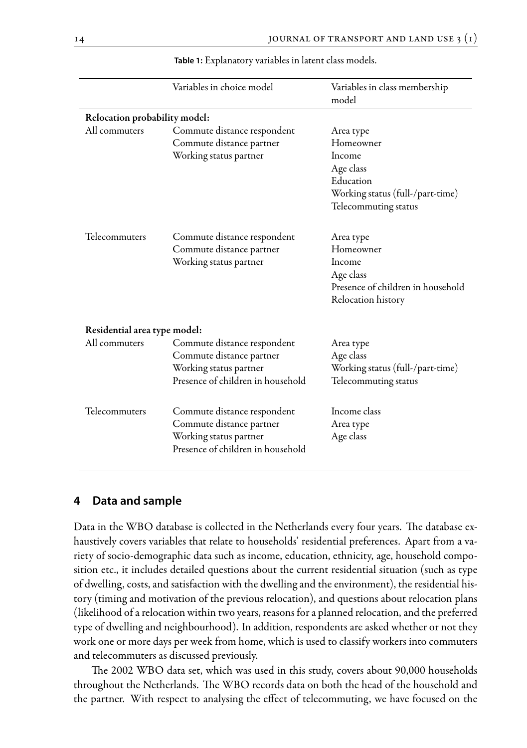**Table 1:** Explanatory variables in latent class models.

| | Variables in choice model | Variables in class membership model |
|---|---|---|
| **Relocation probability model:** | | |
| All commuters | Commute distance respondent | Area type |
| | Commute distance partner | Homeowner |
| | Working status partner | Income |
| | | Age class |
| | | Education |
| | | Working status (full-/part-time) |
| | | Telecommuting status |
| Telecommuters | Commute distance respondent | Area type |
| | Commute distance partner | Homeowner |
| | Working status partner | Income |
| | | Age class |
| | | Presence of children in household |
| | | Relocation history |
| **Residential area type model:** | | |
| All commuters | Commute distance respondent | Area type |
| | Commute distance partner | Age class |
| | Working status partner | Working status (full-/part-time) |
| | Presence of children in household | Telecommuting status |
| Telecommuters | Commute distance respondent | Income class |
| | Commute distance partner | Area type |
| | Working status partner | Age class |
| | Presence of children in household | |

## 4 Data and sample

Data in the WBO database is collected in the Netherlands every four years. The database exhaustively covers variables that relate to households' residential preferences. Apart from a variety of socio-demographic data such as income, education, ethnicity, age, household composition etc., it includes detailed questions about the current residential situation (such as type of dwelling, costs, and satisfaction with the dwelling and the environment), the residential history (timing and motivation of the previous relocation), and questions about relocation plans (likelihood of a relocation within two years, reasons for a planned relocation, and the preferred type of dwelling and neighbourhood). In addition, respondents are asked whether or not they work one or more days per week from home, which is used to classify workers into commuters and telecommuters as discussed previously.

The 2002 WBO data set, which was used in this study, covers about 90,000 households throughout the Netherlands. The WBO records data on both the head of the household and the partner. With respect to analysing the effect of telecommuting, we have focused on the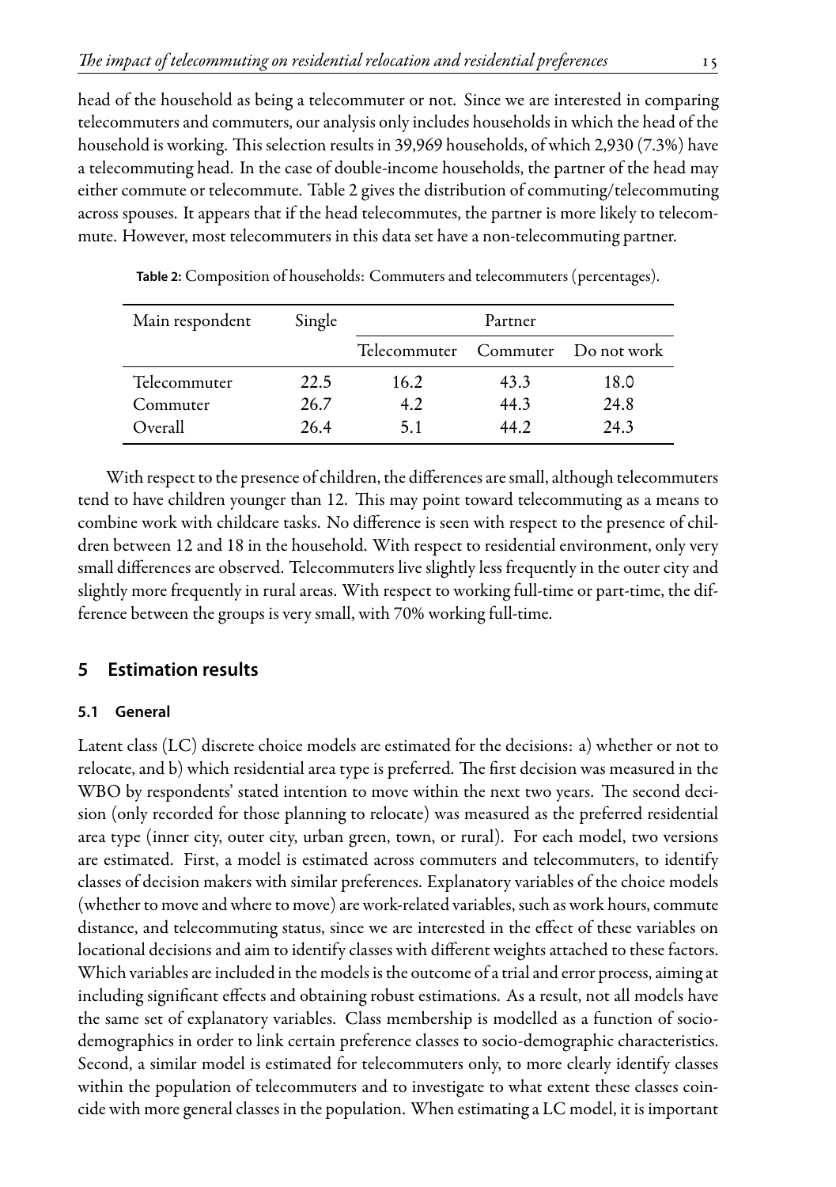head of the household as being a telecommuter or not. Since we are interested in comparing telecommuters and commuters, our analysis only includes households in which the head of the household is working. This selection results in 39,969 households, of which 2,930 (7.3%) have a telecommuting head. In the case of double-income households, the partner of the head may either commute or telecommute. Table 2 gives the distribution of commuting/telecommuting across spouses. It appears that if the head telecommutes, the partner is more likely to telecommute. However, most telecommuters in this data set have a non-telecommuting partner.

**Table 2:** Composition of households: Commuters and telecommuters (percentages).

| Main respondent | Single | Partner | | |
|---|---|---|---|---|
| | | Telecommuter | Commuter | Do not work |
| Telecommuter | 22.5 | 16.2 | 43.3 | 18.0 |
| Commuter | 26.7 | 4.2 | 44.3 | 24.8 |
| Overall | 26.4 | 5.1 | 44.2 | 24.3 |

With respect to the presence of children, the differences are small, although telecommuters tend to have children younger than 12. This may point toward telecommuting as a means to combine work with childcare tasks. No difference is seen with respect to the presence of children between 12 and 18 in the household. With respect to residential environment, only very small differences are observed. Telecommuters live slightly less frequently in the outer city and slightly more frequently in rural areas. With respect to working full-time or part-time, the difference between the groups is very small, with 70% working full-time.

## 5 Estimation results

### 5.1 General

Latent class (LC) discrete choice models are estimated for the decisions: a) whether or not to relocate, and b) which residential area type is preferred. The first decision was measured in the WBO by respondents' stated intention to move within the next two years. The second decision (only recorded for those planning to relocate) was measured as the preferred residential area type (inner city, outer city, urban green, town, or rural). For each model, two versions are estimated. First, a model is estimated across commuters and telecommuters, to identify classes of decision makers with similar preferences. Explanatory variables of the choice models (whether to move and where to move) are work-related variables, such as work hours, commute distance, and telecommuting status, since we are interested in the effect of these variables on locational decisions and aim to identify classes with different weights attached to these factors. Which variables are included in the models is the outcome of a trial and error process, aiming at including significant effects and obtaining robust estimations. As a result, not all models have the same set of explanatory variables. Class membership is modelled as a function of socio-demographics in order to link certain preference classes to socio-demographic characteristics. Second, a similar model is estimated for telecommuters only, to more clearly identify classes within the population of telecommuters and to investigate to what extent these classes coincide with more general classes in the population. When estimating a LC model, it is important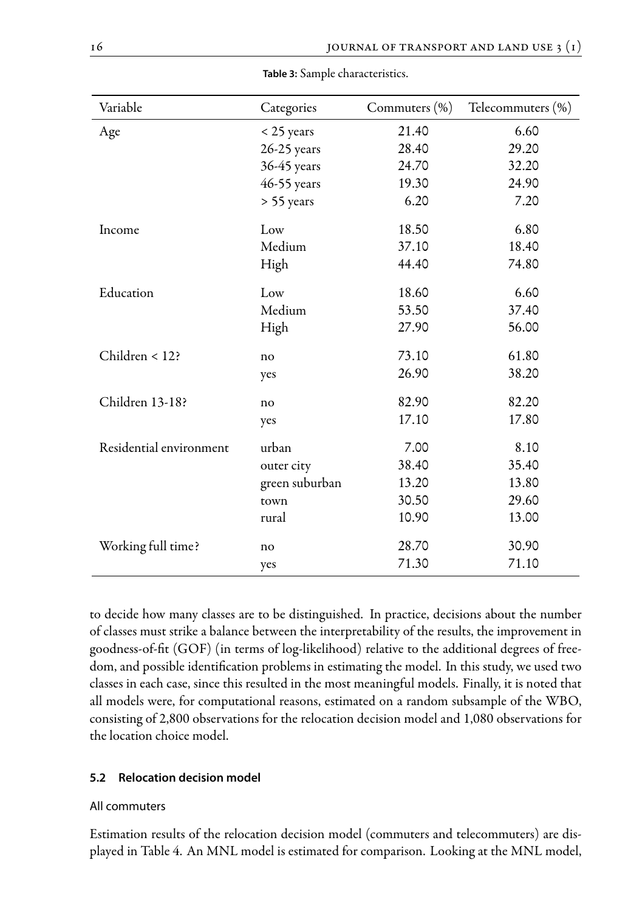**Table 3:** Sample characteristics.

| Variable | Categories | Commuters (%) | Telecommuters (%) |
|---|---|---|---|
| Age | < 25 years | 21.40 | 6.60 |
| | 26-25 years | 28.40 | 29.20 |
| | 36-45 years | 24.70 | 32.20 |
| | 46-55 years | 19.30 | 24.90 |
| | > 55 years | 6.20 | 7.20 |
| Income | Low | 18.50 | 6.80 |
| | Medium | 37.10 | 18.40 |
| | High | 44.40 | 74.80 |
| Education | Low | 18.60 | 6.60 |
| | Medium | 53.50 | 37.40 |
| | High | 27.90 | 56.00 |
| Children < 12? | no | 73.10 | 61.80 |
| | yes | 26.90 | 38.20 |
| Children 13-18? | no | 82.90 | 82.20 |
| | yes | 17.10 | 17.80 |
| Residential environment | urban | 7.00 | 8.10 |
| | outer city | 38.40 | 35.40 |
| | green suburban | 13.20 | 13.80 |
| | town | 30.50 | 29.60 |
| | rural | 10.90 | 13.00 |
| Working full time? | no | 28.70 | 30.90 |
| | yes | 71.30 | 71.10 |

to decide how many classes are to be distinguished. In practice, decisions about the number of classes must strike a balance between the interpretability of the results, the improvement in goodness-of-fit (GOF) (in terms of log-likelihood) relative to the additional degrees of freedom, and possible identification problems in estimating the model. In this study, we used two classes in each case, since this resulted in the most meaningful models. Finally, it is noted that all models were, for computational reasons, estimated on a random subsample of the WBO, consisting of 2,800 observations for the relocation decision model and 1,080 observations for the location choice model.

### 5.2 Relocation decision model

#### All commuters

Estimation results of the relocation decision model (commuters and telecommuters) are displayed in Table 4. An MNL model is estimated for comparison. Looking at the MNL model,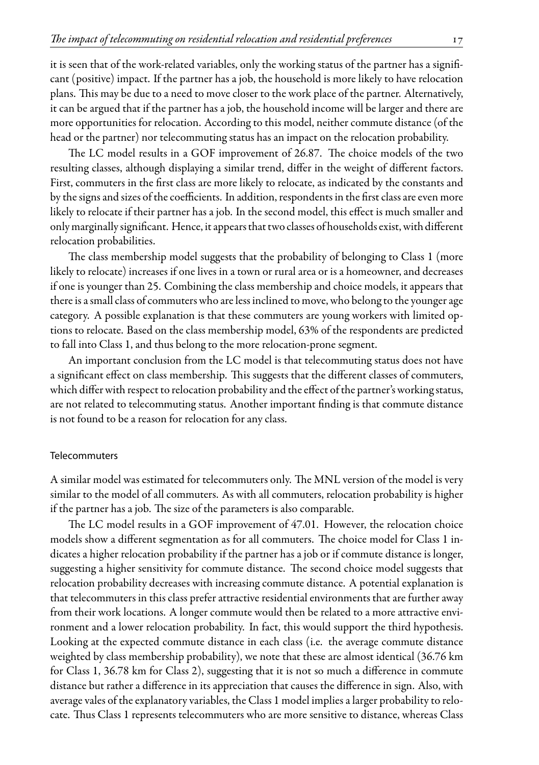it is seen that of the work-related variables, only the working status of the partner has a significant (positive) impact. If the partner has a job, the household is more likely to have relocation plans. This may be due to a need to move closer to the work place of the partner. Alternatively, it can be argued that if the partner has a job, the household income will be larger and there are more opportunities for relocation. According to this model, neither commute distance (of the head or the partner) nor telecommuting status has an impact on the relocation probability.

The LC model results in a GOF improvement of 26.87. The choice models of the two resulting classes, although displaying a similar trend, differ in the weight of different factors. First, commuters in the first class are more likely to relocate, as indicated by the constants and by the signs and sizes of the coefficients. In addition, respondents in the first class are even more likely to relocate if their partner has a job. In the second model, this effect is much smaller and only marginally significant. Hence, it appears that two classes of households exist, with different relocation probabilities.

The class membership model suggests that the probability of belonging to Class 1 (more likely to relocate) increases if one lives in a town or rural area or is a homeowner, and decreases if one is younger than 25. Combining the class membership and choice models, it appears that there is a small class of commuters who are less inclined to move, who belong to the younger age category. A possible explanation is that these commuters are young workers with limited options to relocate. Based on the class membership model, 63% of the respondents are predicted to fall into Class 1, and thus belong to the more relocation-prone segment.

An important conclusion from the LC model is that telecommuting status does not have a significant effect on class membership. This suggests that the different classes of commuters, which differ with respect to relocation probability and the effect of the partner's working status, are not related to telecommuting status. Another important finding is that commute distance is not found to be a reason for relocation for any class.

### Telecommuters

A similar model was estimated for telecommuters only. The MNL version of the model is very similar to the model of all commuters. As with all commuters, relocation probability is higher if the partner has a job. The size of the parameters is also comparable.

The LC model results in a GOF improvement of 47.01. However, the relocation choice models show a different segmentation as for all commuters. The choice model for Class 1 indicates a higher relocation probability if the partner has a job or if commute distance is longer, suggesting a higher sensitivity for commute distance. The second choice model suggests that relocation probability decreases with increasing commute distance. A potential explanation is that telecommuters in this class prefer attractive residential environments that are further away from their work locations. A longer commute would then be related to a more attractive environment and a lower relocation probability. In fact, this would support the third hypothesis. Looking at the expected commute distance in each class (i.e. the average commute distance weighted by class membership probability), we note that these are almost identical (36.76 km for Class 1, 36.78 km for Class 2), suggesting that it is not so much a difference in commute distance but rather a difference in its appreciation that causes the difference in sign. Also, with average vales of the explanatory variables, the Class 1 model implies a larger probability to relocate. Thus Class 1 represents telecommuters who are more sensitive to distance, whereas Class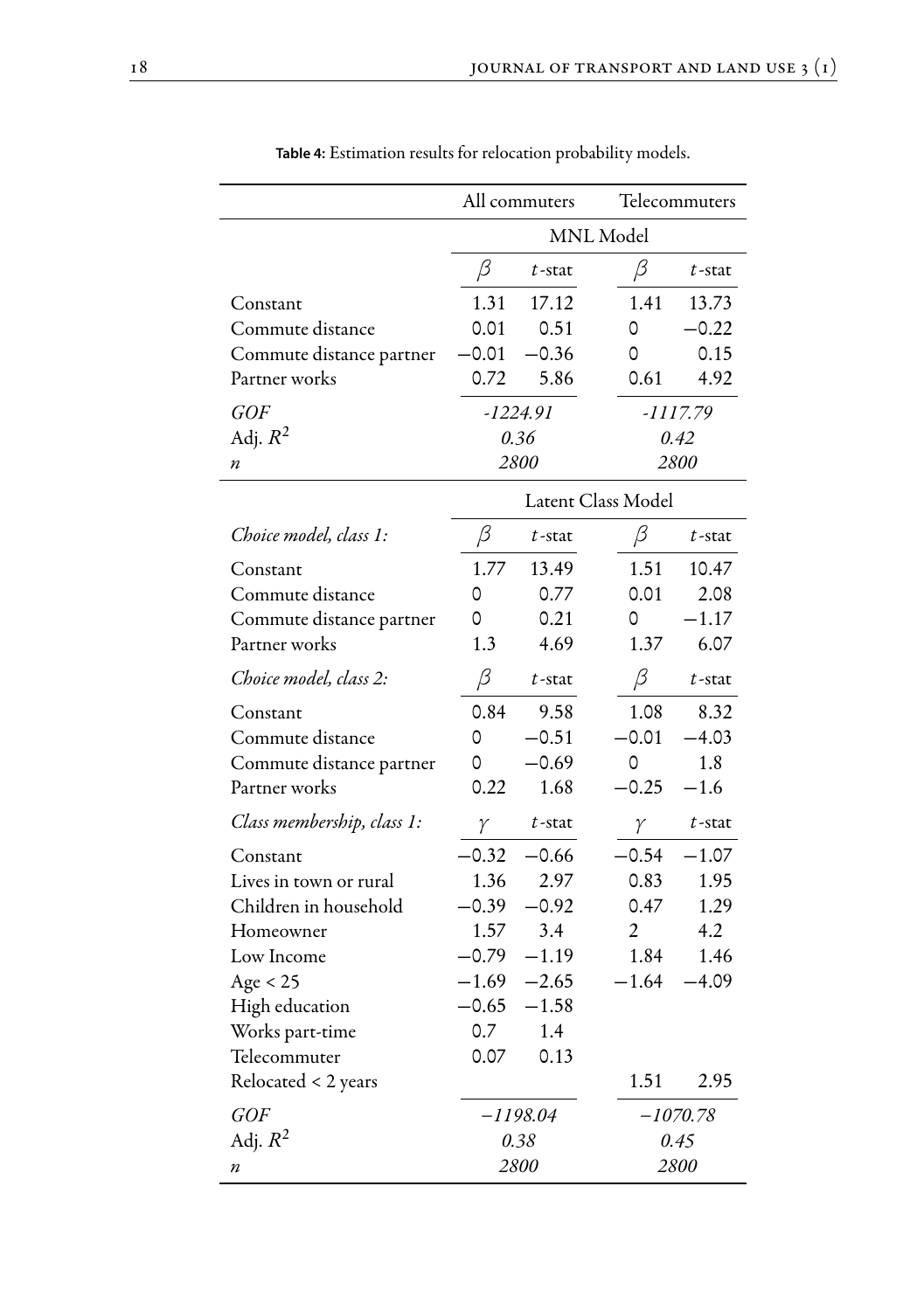**Table 4:** Estimation results for relocation probability models.

| | All commuters | | Telecommuters | |
|---|---|---|---|---|
| | MNL Model | | | |
| | $\beta$ | $t$-stat | $\beta$ | $t$-stat |
| Constant | 1.31 | 17.12 | 1.41 | 13.73 |
| Commute distance | 0.01 | 0.51 | 0 | −0.22 |
| Commute distance partner | −0.01 | −0.36 | 0 | 0.15 |
| Partner works | 0.72 | 5.86 | 0.61 | 4.92 |
| *GOF* | *-1224.91* | | *-1117.79* | |
| Adj. $R^2$ | *0.36* | | *0.42* | |
| *n* | *2800* | | *2800* | |
| | Latent Class Model | | | |
| *Choice model, class 1:* | $\beta$ | $t$-stat | $\beta$ | $t$-stat |
| Constant | 1.77 | 13.49 | 1.51 | 10.47 |
| Commute distance | 0 | 0.77 | 0.01 | 2.08 |
| Commute distance partner | 0 | 0.21 | 0 | −1.17 |
| Partner works | 1.3 | 4.69 | 1.37 | 6.07 |
| *Choice model, class 2:* | $\beta$ | $t$-stat | $\beta$ | $t$-stat |
| Constant | 0.84 | 9.58 | 1.08 | 8.32 |
| Commute distance | 0 | −0.51 | −0.01 | −4.03 |
| Commute distance partner | 0 | −0.69 | 0 | 1.8 |
| Partner works | 0.22 | 1.68 | −0.25 | −1.6 |
| *Class membership, class 1:* | $\gamma$ | $t$-stat | $\gamma$ | $t$-stat |
| Constant | −0.32 | −0.66 | −0.54 | −1.07 |
| Lives in town or rural | 1.36 | 2.97 | 0.83 | 1.95 |
| Children in household | −0.39 | −0.92 | 0.47 | 1.29 |
| Homeowner | 1.57 | 3.4 | 2 | 4.2 |
| Low Income | −0.79 | −1.19 | 1.84 | 1.46 |
| Age < 25 | −1.69 | −2.65 | −1.64 | −4.09 |
| High education | −0.65 | −1.58 | | |
| Works part-time | 0.7 | 1.4 | | |
| Telecommuter | 0.07 | 0.13 | | |
| Relocated < 2 years | | | 1.51 | 2.95 |
| *GOF* | *−1198.04* | | *−1070.78* | |
| Adj. $R^2$ | *0.38* | | *0.45* | |
| *n* | *2800* | | *2800* | |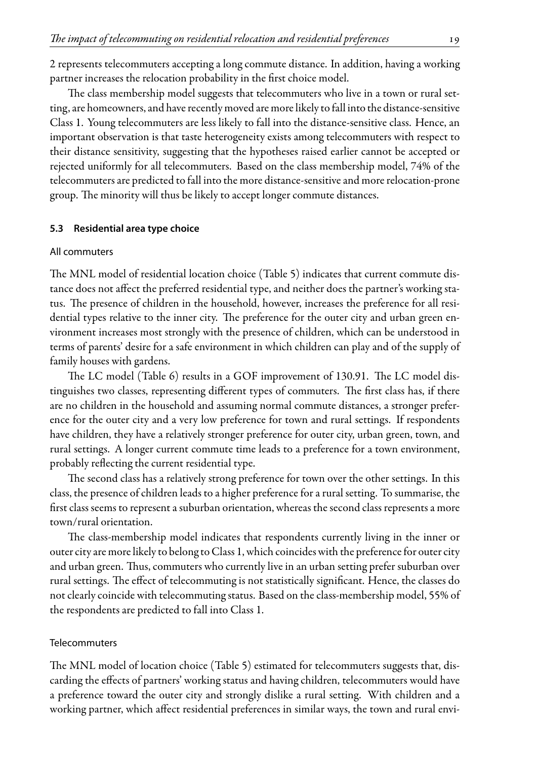2 represents telecommuters accepting a long commute distance. In addition, having a working partner increases the relocation probability in the first choice model.

The class membership model suggests that telecommuters who live in a town or rural setting, are homeowners, and have recently moved are more likely to fall into the distance-sensitive Class 1. Young telecommuters are less likely to fall into the distance-sensitive class. Hence, an important observation is that taste heterogeneity exists among telecommuters with respect to their distance sensitivity, suggesting that the hypotheses raised earlier cannot be accepted or rejected uniformly for all telecommuters. Based on the class membership model, 74% of the telecommuters are predicted to fall into the more distance-sensitive and more relocation-prone group. The minority will thus be likely to accept longer commute distances.

### 5.3 Residential area type choice

#### All commuters

The MNL model of residential location choice (Table 5) indicates that current commute distance does not affect the preferred residential type, and neither does the partner's working status. The presence of children in the household, however, increases the preference for all residential types relative to the inner city. The preference for the outer city and urban green environment increases most strongly with the presence of children, which can be understood in terms of parents' desire for a safe environment in which children can play and of the supply of family houses with gardens.

The LC model (Table 6) results in a GOF improvement of 130.91. The LC model distinguishes two classes, representing different types of commuters. The first class has, if there are no children in the household and assuming normal commute distances, a stronger preference for the outer city and a very low preference for town and rural settings. If respondents have children, they have a relatively stronger preference for outer city, urban green, town, and rural settings. A longer current commute time leads to a preference for a town environment, probably reflecting the current residential type.

The second class has a relatively strong preference for town over the other settings. In this class, the presence of children leads to a higher preference for a rural setting. To summarise, the first class seems to represent a suburban orientation, whereas the second class represents a more town/rural orientation.

The class-membership model indicates that respondents currently living in the inner or outer city are more likely to belong to Class 1, which coincides with the preference for outer city and urban green. Thus, commuters who currently live in an urban setting prefer suburban over rural settings. The effect of telecommuting is not statistically significant. Hence, the classes do not clearly coincide with telecommuting status. Based on the class-membership model, 55% of the respondents are predicted to fall into Class 1.

#### Telecommuters

The MNL model of location choice (Table 5) estimated for telecommuters suggests that, discarding the effects of partners' working status and having children, telecommuters would have a preference toward the outer city and strongly dislike a rural setting. With children and a working partner, which affect residential preferences in similar ways, the town and rural envi-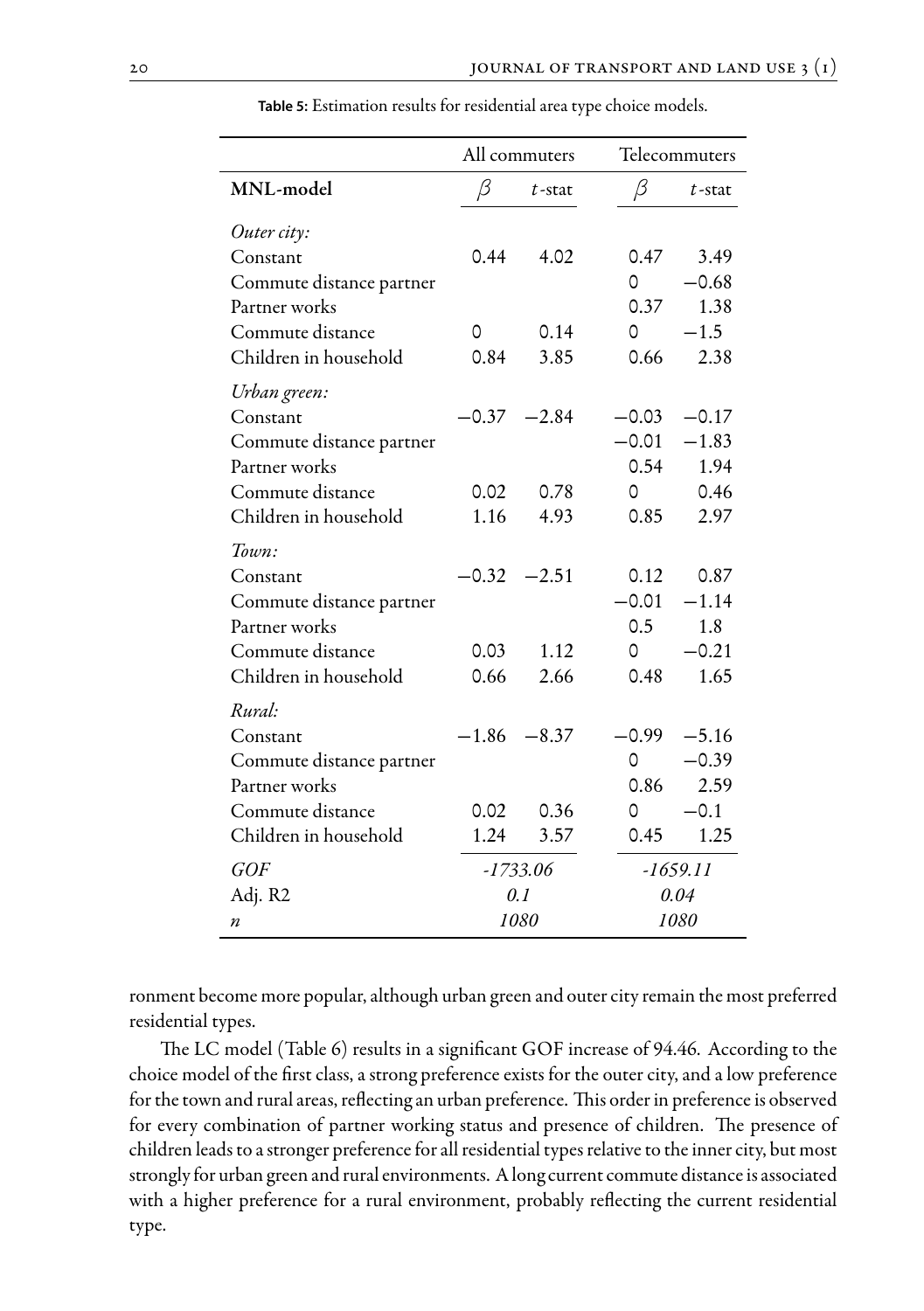**Table 5:** Estimation results for residential area type choice models.

| | All commuters | | Telecommuters | |
|---|---|---|---|---|
| **MNL-model** | $\beta$ | $t$-stat | $\beta$ | $t$-stat |
| *Outer city:* | | | | |
| Constant | 0.44 | 4.02 | 0.47 | 3.49 |
| Commute distance partner | | | 0 | −0.68 |
| Partner works | | | 0.37 | 1.38 |
| Commute distance | 0 | 0.14 | 0 | −1.5 |
| Children in household | 0.84 | 3.85 | 0.66 | 2.38 |
| *Urban green:* | | | | |
| Constant | −0.37 | −2.84 | −0.03 | −0.17 |
| Commute distance partner | | | −0.01 | −1.83 |
| Partner works | | | 0.54 | 1.94 |
| Commute distance | 0.02 | 0.78 | 0 | 0.46 |
| Children in household | 1.16 | 4.93 | 0.85 | 2.97 |
| *Town:* | | | | |
| Constant | −0.32 | −2.51 | 0.12 | 0.87 |
| Commute distance partner | | | −0.01 | −1.14 |
| Partner works | | | 0.5 | 1.8 |
| Commute distance | 0.03 | 1.12 | 0 | −0.21 |
| Children in household | 0.66 | 2.66 | 0.48 | 1.65 |
| *Rural:* | | | | |
| Constant | −1.86 | −8.37 | −0.99 | −5.16 |
| Commute distance partner | | | 0 | −0.39 |
| Partner works | | | 0.86 | 2.59 |
| Commute distance | 0.02 | 0.36 | 0 | −0.1 |
| Children in household | 1.24 | 3.57 | 0.45 | 1.25 |
| *GOF* | *-1733.06* | | *-1659.11* | |
| Adj. R2 | *0.1* | | *0.04* | |
| $n$ | *1080* | | *1080* | |

ronment become more popular, although urban green and outer city remain the most preferred residential types.

The LC model (Table 6) results in a significant GOF increase of 94.46. According to the choice model of the first class, a strong preference exists for the outer city, and a low preference for the town and rural areas, reflecting an urban preference. This order in preference is observed for every combination of partner working status and presence of children. The presence of children leads to a stronger preference for all residential types relative to the inner city, but most strongly for urban green and rural environments. A long current commute distance is associated with a higher preference for a rural environment, probably reflecting the current residential type.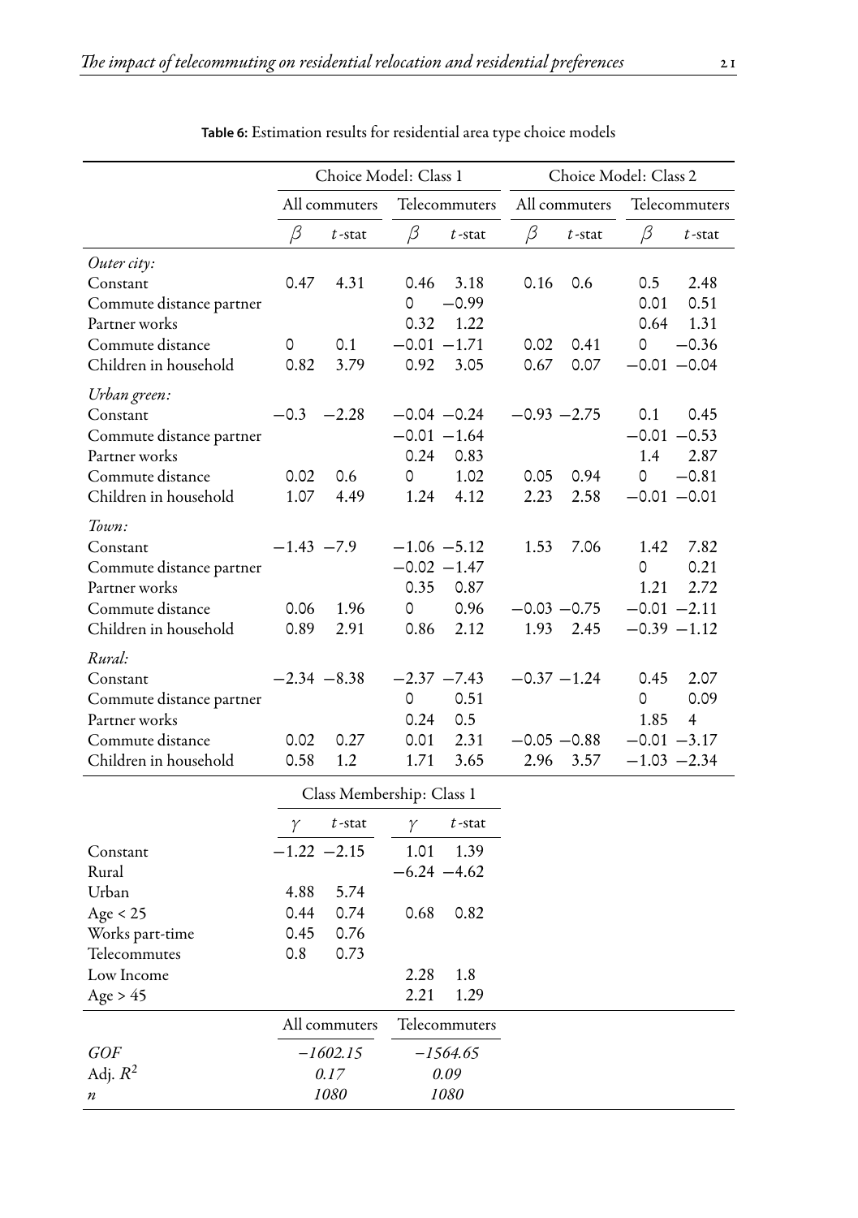**Table 6:** Estimation results for residential area type choice models

| | Choice Model: Class 1 | | | | Choice Model: Class 2 | | | |
|---|---|---|---|---|---|---|---|---|
| | All commuters | | Telecommuters | | All commuters | | Telecommuters | |
| | $\beta$ | $t$-stat | $\beta$ | $t$-stat | $\beta$ | $t$-stat | $\beta$ | $t$-stat |
| *Outer city:* | | | | | | | | |
| Constant | 0.47 | 4.31 | 0.46 | 3.18 | 0.16 | 0.6 | 0.5 | 2.48 |
| Commute distance partner | | | 0 | −0.99 | | | 0.01 | 0.51 |
| Partner works | | | 0.32 | 1.22 | | | 0.64 | 1.31 |
| Commute distance | 0 | 0.1 | −0.01 | −1.71 | 0.02 | 0.41 | 0 | −0.36 |
| Children in household | 0.82 | 3.79 | 0.92 | 3.05 | 0.67 | 0.07 | −0.01 | −0.04 |
| *Urban green:* | | | | | | | | |
| Constant | −0.3 | −2.28 | −0.04 | −0.24 | −0.93 | −2.75 | 0.1 | 0.45 |
| Commute distance partner | | | −0.01 | −1.64 | | | −0.01 | −0.53 |
| Partner works | | | 0.24 | 0.83 | | | 1.4 | 2.87 |
| Commute distance | 0.02 | 0.6 | 0 | 1.02 | 0.05 | 0.94 | 0 | −0.81 |
| Children in household | 1.07 | 4.49 | 1.24 | 4.12 | 2.23 | 2.58 | −0.01 | −0.01 |
| *Town:* | | | | | | | | |
| Constant | −1.43 | −7.9 | −1.06 | −5.12 | 1.53 | 7.06 | 1.42 | 7.82 |
| Commute distance partner | | | −0.02 | −1.47 | | | 0 | 0.21 |
| Partner works | | | 0.35 | 0.87 | | | 1.21 | 2.72 |
| Commute distance | 0.06 | 1.96 | 0 | 0.96 | −0.03 | −0.75 | −0.01 | −2.11 |
| Children in household | 0.89 | 2.91 | 0.86 | 2.12 | 1.93 | 2.45 | −0.39 | −1.12 |
| *Rural:* | | | | | | | | |
| Constant | −2.34 | −8.38 | −2.37 | −7.43 | −0.37 | −1.24 | 0.45 | 2.07 |
| Commute distance partner | | | 0 | 0.51 | | | 0 | 0.09 |
| Partner works | | | 0.24 | 0.5 | | | 1.85 | 4 |
| Commute distance | 0.02 | 0.27 | 0.01 | 2.31 | −0.05 | −0.88 | −0.01 | −3.17 |
| Children in household | 0.58 | 1.2 | 1.71 | 3.65 | 2.96 | 3.57 | −1.03 | −2.34 |
| | Class Membership: Class 1 | | | | | | | |
| | $\gamma$ | $t$-stat | $\gamma$ | $t$-stat | | | | |
| Constant | −1.22 | −2.15 | 1.01 | 1.39 | | | | |
| Rural | | | −6.24 | −4.62 | | | | |
| Urban | 4.88 | 5.74 | | | | | | |
| Age < 25 | 0.44 | 0.74 | 0.68 | 0.82 | | | | |
| Works part-time | 0.45 | 0.76 | | | | | | |
| Telecommutes | 0.8 | 0.73 | | | | | | |
| Low Income | | | 2.28 | 1.8 | | | | |
| Age > 45 | | | 2.21 | 1.29 | | | | |
| | All commuters | | Telecommuters | | | | | |
| *GOF* | *−1602.15* | | *−1564.65* | | | | | |
| Adj. $R^2$ | *0.17* | | *0.09* | | | | | |
| $n$ | *1080* | | *1080* | | | | | |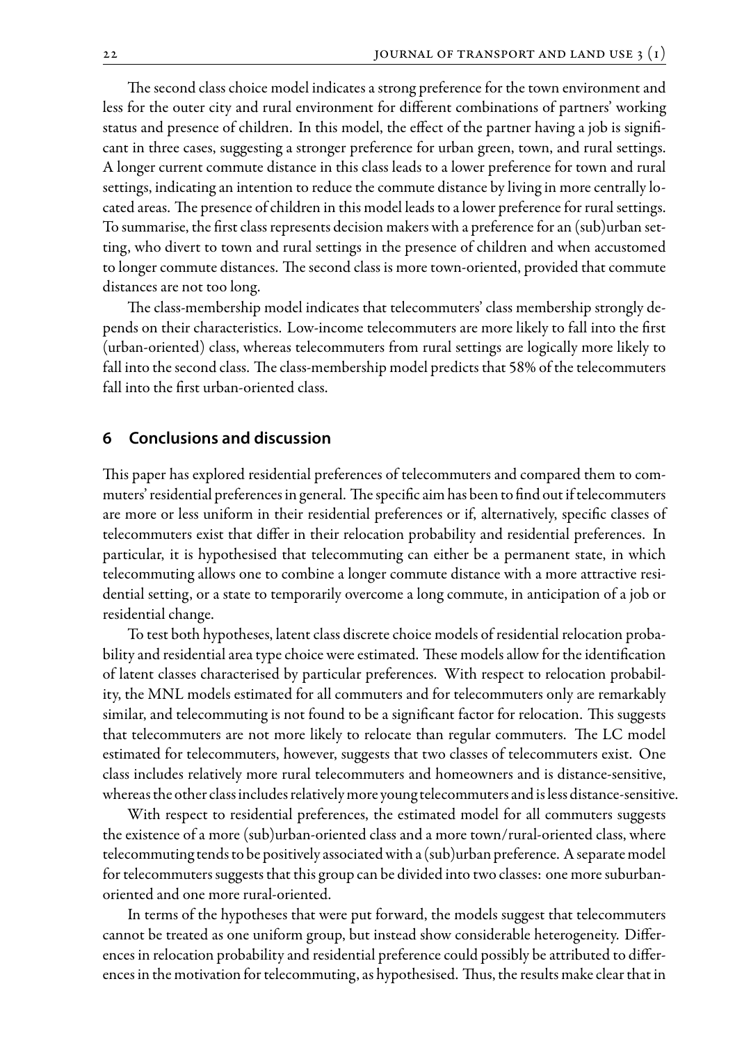The second class choice model indicates a strong preference for the town environment and less for the outer city and rural environment for different combinations of partners' working status and presence of children. In this model, the effect of the partner having a job is significant in three cases, suggesting a stronger preference for urban green, town, and rural settings. A longer current commute distance in this class leads to a lower preference for town and rural settings, indicating an intention to reduce the commute distance by living in more centrally located areas. The presence of children in this model leads to a lower preference for rural settings. To summarise, the first class represents decision makers with a preference for an (sub)urban setting, who divert to town and rural settings in the presence of children and when accustomed to longer commute distances. The second class is more town-oriented, provided that commute distances are not too long.

The class-membership model indicates that telecommuters' class membership strongly depends on their characteristics. Low-income telecommuters are more likely to fall into the first (urban-oriented) class, whereas telecommuters from rural settings are logically more likely to fall into the second class. The class-membership model predicts that 58% of the telecommuters fall into the first urban-oriented class.

## 6 Conclusions and discussion

This paper has explored residential preferences of telecommuters and compared them to commuters' residential preferences in general. The specific aim has been to find out if telecommuters are more or less uniform in their residential preferences or if, alternatively, specific classes of telecommuters exist that differ in their relocation probability and residential preferences. In particular, it is hypothesised that telecommuting can either be a permanent state, in which telecommuting allows one to combine a longer commute distance with a more attractive residential setting, or a state to temporarily overcome a long commute, in anticipation of a job or residential change.

To test both hypotheses, latent class discrete choice models of residential relocation probability and residential area type choice were estimated. These models allow for the identification of latent classes characterised by particular preferences. With respect to relocation probability, the MNL models estimated for all commuters and for telecommuters only are remarkably similar, and telecommuting is not found to be a significant factor for relocation. This suggests that telecommuters are not more likely to relocate than regular commuters. The LC model estimated for telecommuters, however, suggests that two classes of telecommuters exist. One class includes relatively more rural telecommuters and homeowners and is distance-sensitive, whereas the other class includes relatively more young telecommuters and is less distance-sensitive.

With respect to residential preferences, the estimated model for all commuters suggests the existence of a more (sub)urban-oriented class and a more town/rural-oriented class, where telecommuting tends to be positively associated with a (sub)urban preference. A separate model for telecommuters suggests that this group can be divided into two classes: one more suburban-oriented and one more rural-oriented.

In terms of the hypotheses that were put forward, the models suggest that telecommuters cannot be treated as one uniform group, but instead show considerable heterogeneity. Differences in relocation probability and residential preference could possibly be attributed to differences in the motivation for telecommuting, as hypothesised. Thus, the results make clear that in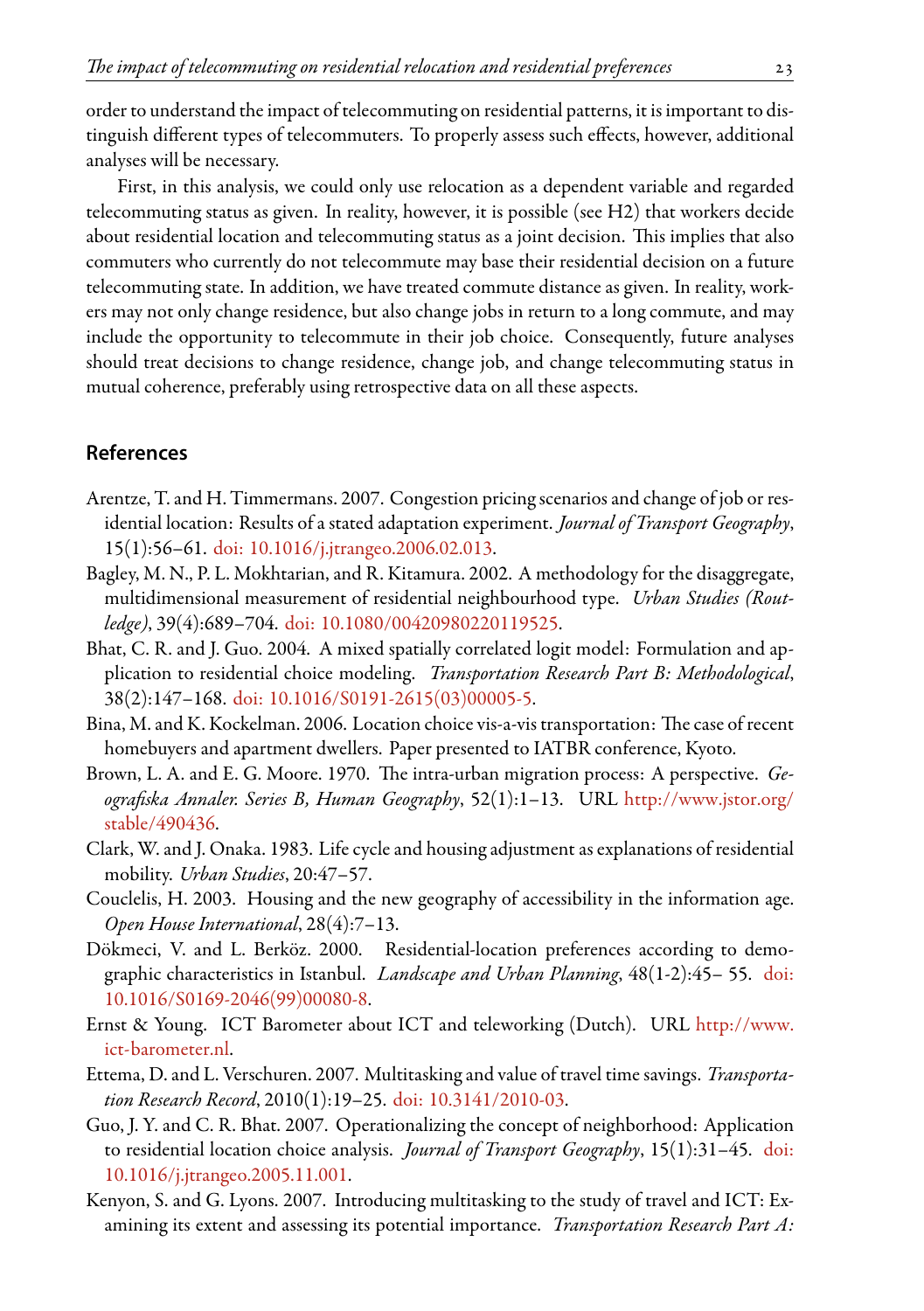order to understand the impact of telecommuting on residential patterns, it is important to distinguish different types of telecommuters. To properly assess such effects, however, additional analyses will be necessary.

First, in this analysis, we could only use relocation as a dependent variable and regarded telecommuting status as given. In reality, however, it is possible (see H2) that workers decide about residential location and telecommuting status as a joint decision. This implies that also commuters who currently do not telecommute may base their residential decision on a future telecommuting state. In addition, we have treated commute distance as given. In reality, workers may not only change residence, but also change jobs in return to a long commute, and may include the opportunity to telecommute in their job choice. Consequently, future analyses should treat decisions to change residence, change job, and change telecommuting status in mutual coherence, preferably using retrospective data on all these aspects.

## References

Arentze, T. and H. Timmermans. 2007. Congestion pricing scenarios and change of job or residential location: Results of a stated adaptation experiment. *Journal of Transport Geography*, 15(1):56–61. doi: 10.1016/j.jtrangeo.2006.02.013.

Bagley, M. N., P. L. Mokhtarian, and R. Kitamura. 2002. A methodology for the disaggregate, multidimensional measurement of residential neighbourhood type. *Urban Studies (Routledge)*, 39(4):689–704. doi: 10.1080/00420980220119525.

Bhat, C. R. and J. Guo. 2004. A mixed spatially correlated logit model: Formulation and application to residential choice modeling. *Transportation Research Part B: Methodological*, 38(2):147–168. doi: 10.1016/S0191-2615(03)00005-5.

Bina, M. and K. Kockelman. 2006. Location choice vis-a-vis transportation: The case of recent homebuyers and apartment dwellers. Paper presented to IATBR conference, Kyoto.

Brown, L. A. and E. G. Moore. 1970. The intra-urban migration process: A perspective. *Geografiska Annaler. Series B, Human Geography*, 52(1):1–13. URL http://www.jstor.org/stable/490436.

Clark, W. and J. Onaka. 1983. Life cycle and housing adjustment as explanations of residential mobility. *Urban Studies*, 20:47–57.

Couclelis, H. 2003. Housing and the new geography of accessibility in the information age. *Open House International*, 28(4):7–13.

Dökmeci, V. and L. Berköz. 2000. Residential-location preferences according to demographic characteristics in Istanbul. *Landscape and Urban Planning*, 48(1-2):45– 55. doi: 10.1016/S0169-2046(99)00080-8.

Ernst & Young. ICT Barometer about ICT and teleworking (Dutch). URL http://www.ict-barometer.nl.

Ettema, D. and L. Verschuren. 2007. Multitasking and value of travel time savings. *Transportation Research Record*, 2010(1):19–25. doi: 10.3141/2010-03.

Guo, J. Y. and C. R. Bhat. 2007. Operationalizing the concept of neighborhood: Application to residential location choice analysis. *Journal of Transport Geography*, 15(1):31–45. doi: 10.1016/j.jtrangeo.2005.11.001.

Kenyon, S. and G. Lyons. 2007. Introducing multitasking to the study of travel and ICT: Examining its extent and assessing its potential importance. *Transportation Research Part A:*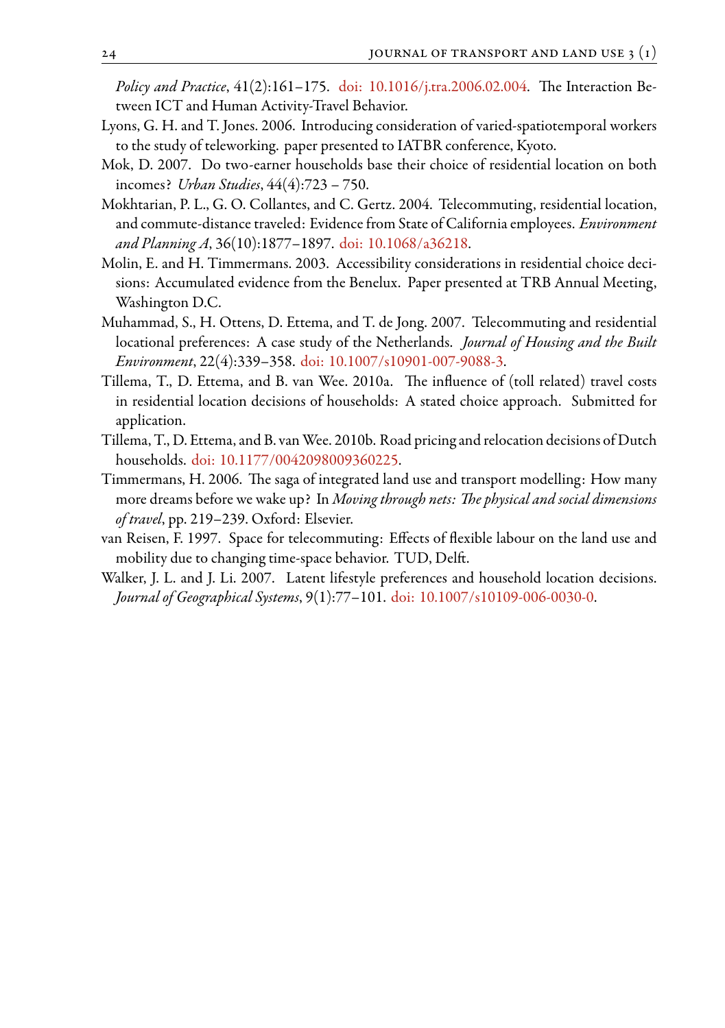*Policy and Practice*, 41(2):161–175. doi: 10.1016/j.tra.2006.02.004. The Interaction Between ICT and Human Activity-Travel Behavior.

Lyons, G. H. and T. Jones. 2006. Introducing consideration of varied-spatiotemporal workers to the study of teleworking. paper presented to IATBR conference, Kyoto.

Mok, D. 2007. Do two-earner households base their choice of residential location on both incomes? *Urban Studies*, 44(4):723 – 750.

Mokhtarian, P. L., G. O. Collantes, and C. Gertz. 2004. Telecommuting, residential location, and commute-distance traveled: Evidence from State of California employees. *Environment and Planning A*, 36(10):1877–1897. doi: 10.1068/a36218.

Molin, E. and H. Timmermans. 2003. Accessibility considerations in residential choice decisions: Accumulated evidence from the Benelux. Paper presented at TRB Annual Meeting, Washington D.C.

Muhammad, S., H. Ottens, D. Ettema, and T. de Jong. 2007. Telecommuting and residential locational preferences: A case study of the Netherlands. *Journal of Housing and the Built Environment*, 22(4):339–358. doi: 10.1007/s10901-007-9088-3.

Tillema, T., D. Ettema, and B. van Wee. 2010a. The influence of (toll related) travel costs in residential location decisions of households: A stated choice approach. Submitted for application.

Tillema, T., D. Ettema, and B. van Wee. 2010b. Road pricing and relocation decisions of Dutch households. doi: 10.1177/0042098009360225.

Timmermans, H. 2006. The saga of integrated land use and transport modelling: How many more dreams before we wake up? In *Moving through nets: The physical and social dimensions of travel*, pp. 219–239. Oxford: Elsevier.

van Reisen, F. 1997. Space for telecommuting: Effects of flexible labour on the land use and mobility due to changing time-space behavior. TUD, Delft.

Walker, J. L. and J. Li. 2007. Latent lifestyle preferences and household location decisions. *Journal of Geographical Systems*, 9(1):77–101. doi: 10.1007/s10109-006-0030-0.